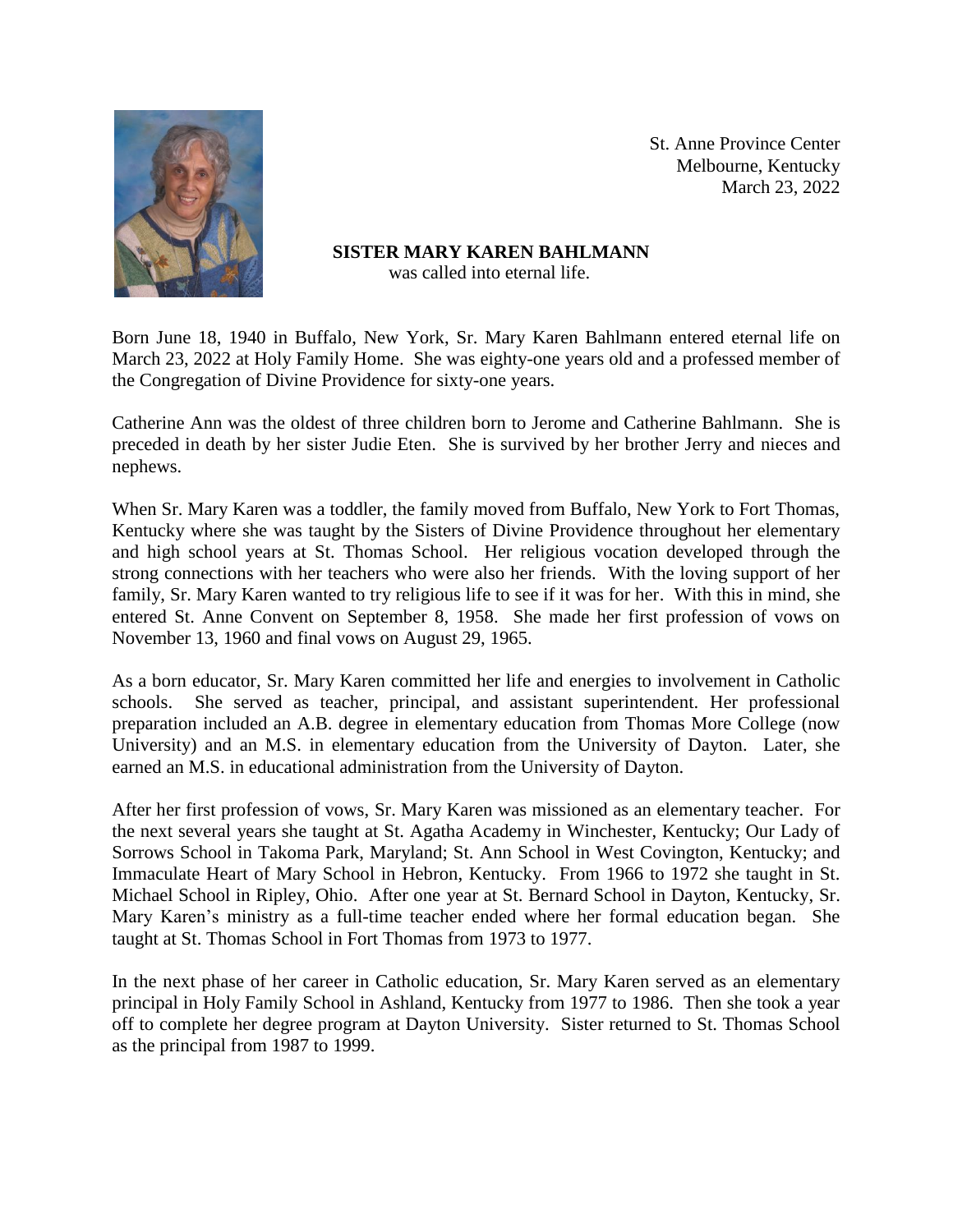St. Anne Province Center
Melbourne, Kentucky
March 23, 2022

**SISTER MARY KAREN BAHLMANN**
was called into eternal life.

Born June 18, 1940 in Buffalo, New York, Sr. Mary Karen Bahlmann entered eternal life on March 23, 2022 at Holy Family Home. She was eighty-one years old and a professed member of the Congregation of Divine Providence for sixty-one years.

Catherine Ann was the oldest of three children born to Jerome and Catherine Bahlmann. She is preceded in death by her sister Judie Eten. She is survived by her brother Jerry and nieces and nephews.

When Sr. Mary Karen was a toddler, the family moved from Buffalo, New York to Fort Thomas, Kentucky where she was taught by the Sisters of Divine Providence throughout her elementary and high school years at St. Thomas School. Her religious vocation developed through the strong connections with her teachers who were also her friends. With the loving support of her family, Sr. Mary Karen wanted to try religious life to see if it was for her. With this in mind, she entered St. Anne Convent on September 8, 1958. She made her first profession of vows on November 13, 1960 and final vows on August 29, 1965.

As a born educator, Sr. Mary Karen committed her life and energies to involvement in Catholic schools. She served as teacher, principal, and assistant superintendent. Her professional preparation included an A.B. degree in elementary education from Thomas More College (now University) and an M.S. in elementary education from the University of Dayton. Later, she earned an M.S. in educational administration from the University of Dayton.

After her first profession of vows, Sr. Mary Karen was missioned as an elementary teacher. For the next several years she taught at St. Agatha Academy in Winchester, Kentucky; Our Lady of Sorrows School in Takoma Park, Maryland; St. Ann School in West Covington, Kentucky; and Immaculate Heart of Mary School in Hebron, Kentucky. From 1966 to 1972 she taught in St. Michael School in Ripley, Ohio. After one year at St. Bernard School in Dayton, Kentucky, Sr. Mary Karen's ministry as a full-time teacher ended where her formal education began. She taught at St. Thomas School in Fort Thomas from 1973 to 1977.

In the next phase of her career in Catholic education, Sr. Mary Karen served as an elementary principal in Holy Family School in Ashland, Kentucky from 1977 to 1986. Then she took a year off to complete her degree program at Dayton University. Sister returned to St. Thomas School as the principal from 1987 to 1999.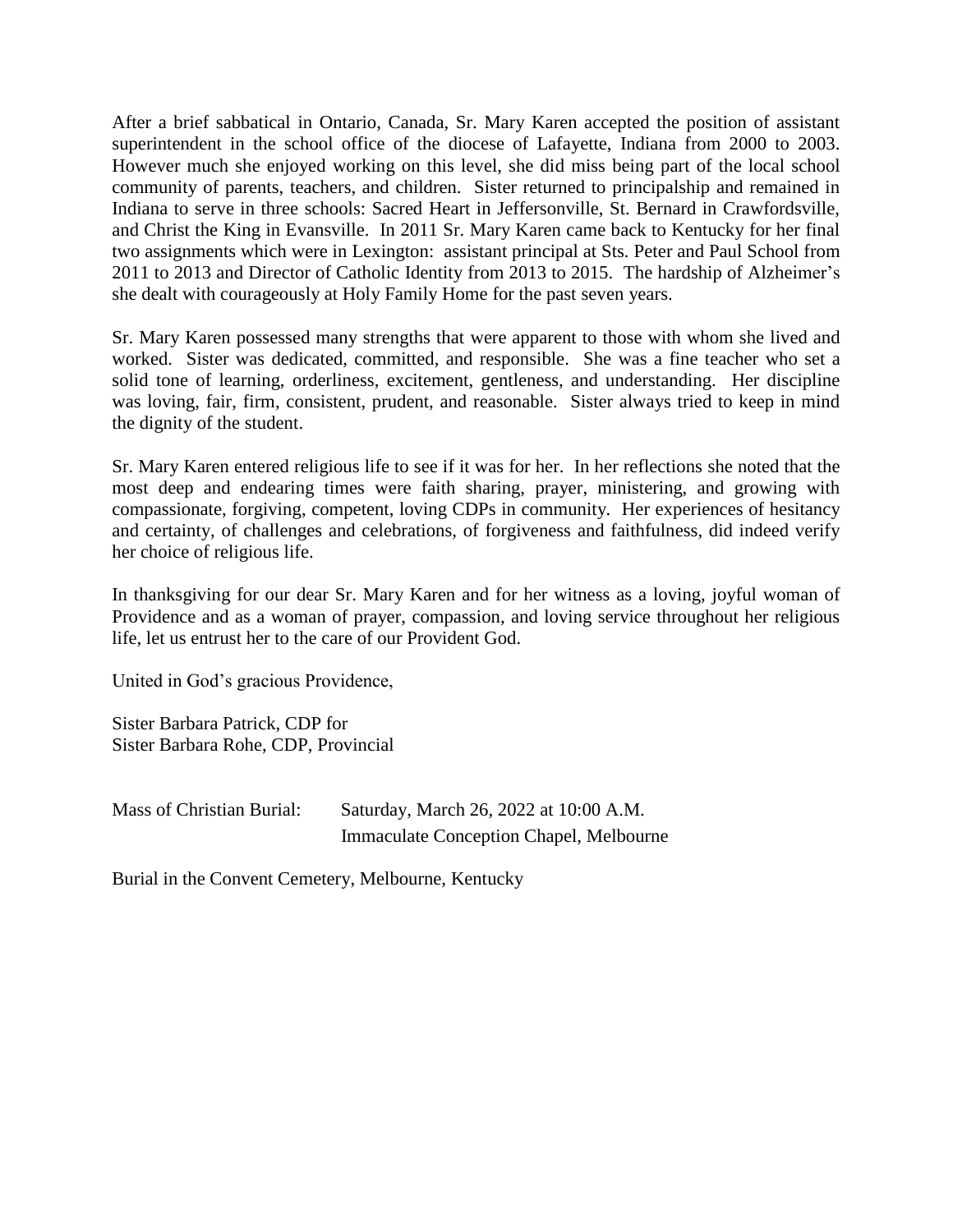After a brief sabbatical in Ontario, Canada, Sr. Mary Karen accepted the position of assistant superintendent in the school office of the diocese of Lafayette, Indiana from 2000 to 2003. However much she enjoyed working on this level, she did miss being part of the local school community of parents, teachers, and children. Sister returned to principalship and remained in Indiana to serve in three schools: Sacred Heart in Jeffersonville, St. Bernard in Crawfordsville, and Christ the King in Evansville. In 2011 Sr. Mary Karen came back to Kentucky for her final two assignments which were in Lexington: assistant principal at Sts. Peter and Paul School from 2011 to 2013 and Director of Catholic Identity from 2013 to 2015. The hardship of Alzheimer's she dealt with courageously at Holy Family Home for the past seven years.

Sr. Mary Karen possessed many strengths that were apparent to those with whom she lived and worked. Sister was dedicated, committed, and responsible. She was a fine teacher who set a solid tone of learning, orderliness, excitement, gentleness, and understanding. Her discipline was loving, fair, firm, consistent, prudent, and reasonable. Sister always tried to keep in mind the dignity of the student.

Sr. Mary Karen entered religious life to see if it was for her. In her reflections she noted that the most deep and endearing times were faith sharing, prayer, ministering, and growing with compassionate, forgiving, competent, loving CDPs in community. Her experiences of hesitancy and certainty, of challenges and celebrations, of forgiveness and faithfulness, did indeed verify her choice of religious life.

In thanksgiving for our dear Sr. Mary Karen and for her witness as a loving, joyful woman of Providence and as a woman of prayer, compassion, and loving service throughout her religious life, let us entrust her to the care of our Provident God.

United in God's gracious Providence,

Sister Barbara Patrick, CDP for
Sister Barbara Rohe, CDP, Provincial

Mass of Christian Burial: Saturday, March 26, 2022 at 10:00 A.M.
Immaculate Conception Chapel, Melbourne

Burial in the Convent Cemetery, Melbourne, Kentucky